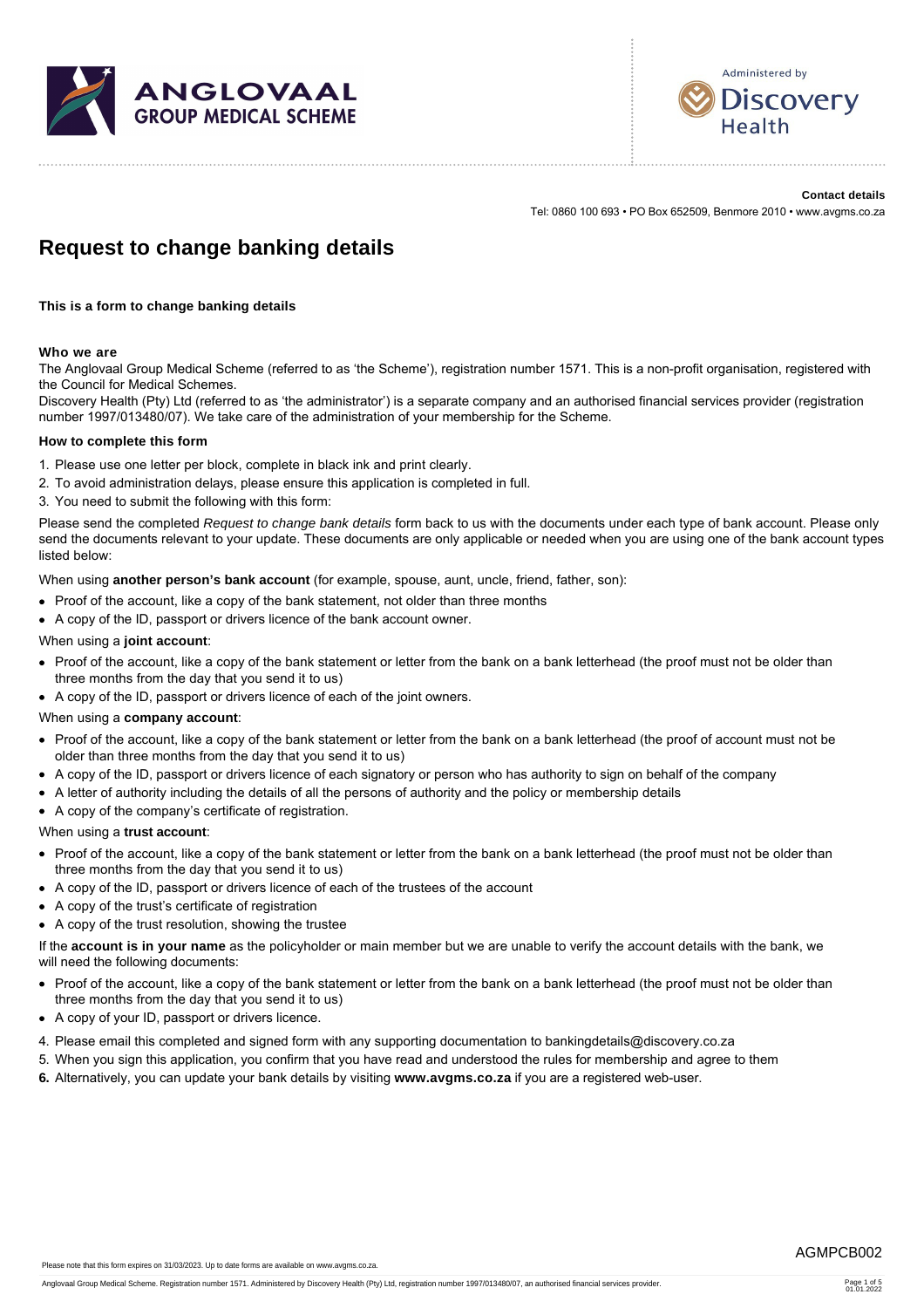ANGLOVAAL GROUP MEDICAL SCHEME

Administered by Discovery Health

**Contact details**
Tel: 0860 100 693 • PO Box 652509, Benmore 2010 • www.avgms.co.za

# Request to change banking details

**This is a form to change banking details**

**Who we are**

The Anglovaal Group Medical Scheme (referred to as 'the Scheme'), registration number 1571. This is a non-profit organisation, registered with the Council for Medical Schemes.

Discovery Health (Pty) Ltd (referred to as 'the administrator') is a separate company and an authorised financial services provider (registration number 1997/013480/07). We take care of the administration of your membership for the Scheme.

**How to complete this form**

1. Please use one letter per block, complete in black ink and print clearly.
2. To avoid administration delays, please ensure this application is completed in full.
3. You need to submit the following with this form:

Please send the completed *Request to change bank details* form back to us with the documents under each type of bank account. Please only send the documents relevant to your update. These documents are only applicable or needed when you are using one of the bank account types listed below:

When using **another person's bank account** (for example, spouse, aunt, uncle, friend, father, son):

- Proof of the account, like a copy of the bank statement, not older than three months
- A copy of the ID, passport or drivers licence of the bank account owner.

When using a **joint account**:

- Proof of the account, like a copy of the bank statement or letter from the bank on a bank letterhead (the proof must not be older than three months from the day that you send it to us)
- A copy of the ID, passport or drivers licence of each of the joint owners.

When using a **company account**:

- Proof of the account, like a copy of the bank statement or letter from the bank on a bank letterhead (the proof of account must not be older than three months from the day that you send it to us)
- A copy of the ID, passport or drivers licence of each signatory or person who has authority to sign on behalf of the company
- A letter of authority including the details of all the persons of authority and the policy or membership details
- A copy of the company's certificate of registration.

When using a **trust account**:

- Proof of the account, like a copy of the bank statement or letter from the bank on a bank letterhead (the proof must not be older than three months from the day that you send it to us)
- A copy of the ID, passport or drivers licence of each of the trustees of the account
- A copy of the trust's certificate of registration
- A copy of the trust resolution, showing the trustee

If the **account is in your name** as the policyholder or main member but we are unable to verify the account details with the bank, we will need the following documents:

- Proof of the account, like a copy of the bank statement or letter from the bank on a bank letterhead (the proof must not be older than three months from the day that you send it to us)
- A copy of your ID, passport or drivers licence.

4. Please email this completed and signed form with any supporting documentation to bankingdetails@discovery.co.za
5. When you sign this application, you confirm that you have read and understood the rules for membership and agree to them
6. Alternatively, you can update your bank details by visiting **www.avgms.co.za** if you are a registered web-user.

Please note that this form expires on 31/03/2023. Up to date forms are available on www.avgms.co.za.

AGMPCB002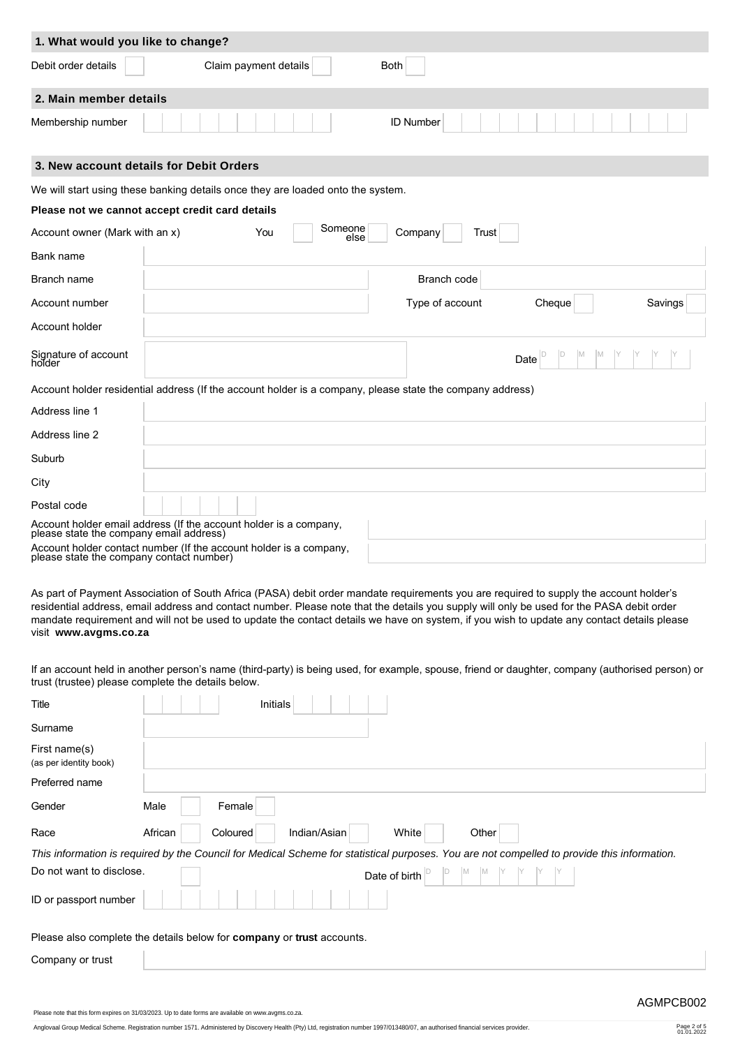## 1. What would you like to change?

| Debit order details | | Claim payment details | | Both | |
|---|---|---|---|---|---|

## 2. Main member details

| Membership number | | ID Number | |
|---|---|---|---|

## 3. New account details for Debit Orders

We will start using these banking details once they are loaded onto the system.

**Please not we cannot accept credit card details**

| Field | | | |
|---|---|---|---|
| Account owner (Mark with an x) | You ☐ Someone else ☐ | Company ☐ | Trust ☐ |
| Bank name | | | |
| Branch name | | Branch code | |
| Account number | | Type of account | Cheque ☐ Savings ☐ |
| Account holder | | | |
| Signature of account holder | | Date | D D M M Y Y Y Y |

Account holder residential address (If the account holder is a company, please state the company address)

| Field | |
|---|---|
| Address line 1 | |
| Address line 2 | |
| Suburb | |
| City | |
| Postal code | |
| Account holder email address (If the account holder is a company, please state the company email address) | |
| Account holder contact number (If the account holder is a company, please state the company contact number) | |

As part of Payment Association of South Africa (PASA) debit order mandate requirements you are required to supply the account holder's residential address, email address and contact number. Please note that the details you supply will only be used for the PASA debit order mandate requirement and will not be used to update the contact details we have on system, if you wish to update any contact details please visit **www.avgms.co.za**

If an account held in another person's name (third-party) is being used, for example, spouse, friend or daughter, company (authorised person) or trust (trustee) please complete the details below.

| Field | | | |
|---|---|---|---|
| Title | | Initials | |
| Surname | | | |
| First name(s) (as per identity book) | | | |
| Preferred name | | | |
| Gender | Male ☐ Female ☐ | | |
| Race | African ☐ Coloured ☐ Indian/Asian ☐ | White ☐ | Other ☐ |

*This information is required by the Council for Medical Scheme for statistical purposes. You are not compelled to provide this information.*

| Field | | | |
|---|---|---|---|
| Do not want to disclose. | ☐ | Date of birth | D D M M Y Y Y Y |
| ID or passport number | | | |

Please also complete the details below for **company** or **trust** accounts.

| Company or trust | |
|---|---|

AGMPCB002

Please note that this form expires on 31/03/2023. Up to date forms are available on www.avgms.co.za.

Anglovaal Group Medical Scheme. Registration number 1571. Administered by Discovery Health (Pty) Ltd, registration number 1997/013480/07, an authorised financial services provider.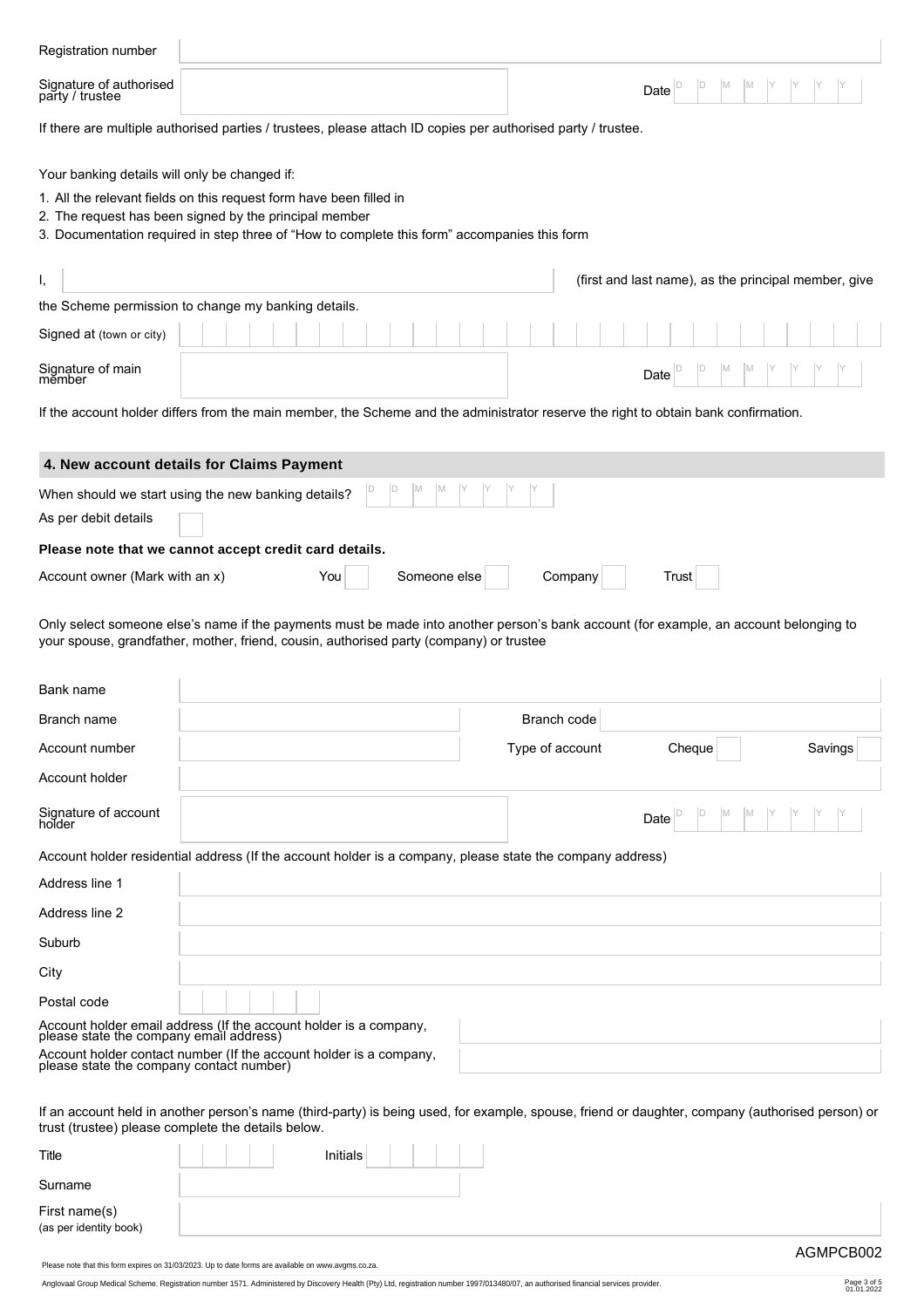| | |
|---|---|
| Registration number | |
| Signature of authorised party / trustee | Date D D M M Y Y Y Y |

If there are multiple authorised parties / trustees, please attach ID copies per authorised party / trustee.

Your banking details will only be changed if:

1. All the relevant fields on this request form have been filled in
2. The request has been signed by the principal member
3. Documentation required in step three of "How to complete this form" accompanies this form

I, \_\_\_\_\_\_\_\_\_\_\_\_\_\_\_\_\_\_\_\_ (first and last name), as the principal member, give the Scheme permission to change my banking details.

| | |
|---|---|
| Signed at (town or city) | |
| Signature of main member | Date D D M M Y Y Y Y |

If the account holder differs from the main member, the Scheme and the administrator reserve the right to obtain bank confirmation.

## 4. New account details for Claims Payment

When should we start using the new banking details? D D M M Y Y Y Y

As per debit details ☐

**Please note that we cannot accept credit card details.**

Account owner (Mark with an x) You ☐ Someone else ☐ Company ☐ Trust ☐

Only select someone else's name if the payments must be made into another person's bank account (for example, an account belonging to your spouse, grandfather, mother, friend, cousin, authorised party (company) or trustee

| | | | |
|---|---|---|---|
| Bank name | | | |
| Branch name | | Branch code | |
| Account number | | Type of account | Cheque ☐ Savings ☐ |
| Account holder | | | |
| Signature of account holder | | Date | D D M M Y Y Y Y |

Account holder residential address (If the account holder is a company, please state the company address)

| | |
|---|---|
| Address line 1 | |
| Address line 2 | |
| Suburb | |
| City | |
| Postal code | |
| Account holder email address (If the account holder is a company, please state the company email address) | |
| Account holder contact number (If the account holder is a company, please state the company contact number) | |

If an account held in another person's name (third-party) is being used, for example, spouse, friend or daughter, company (authorised person) or trust (trustee) please complete the details below.

| | | | |
|---|---|---|---|
| Title | | Initials | |
| Surname | | | |
| First name(s) (as per identity book) | | | |

AGMPCB002

Please note that this form expires on 31/03/2023. Up to date forms are available on www.avgms.co.za.

Anglovaal Group Medical Scheme. Registration number 1571. Administered by Discovery Health (Pty) Ltd, registration number 1997/013480/07, an authorised financial services provider.

01.01.2022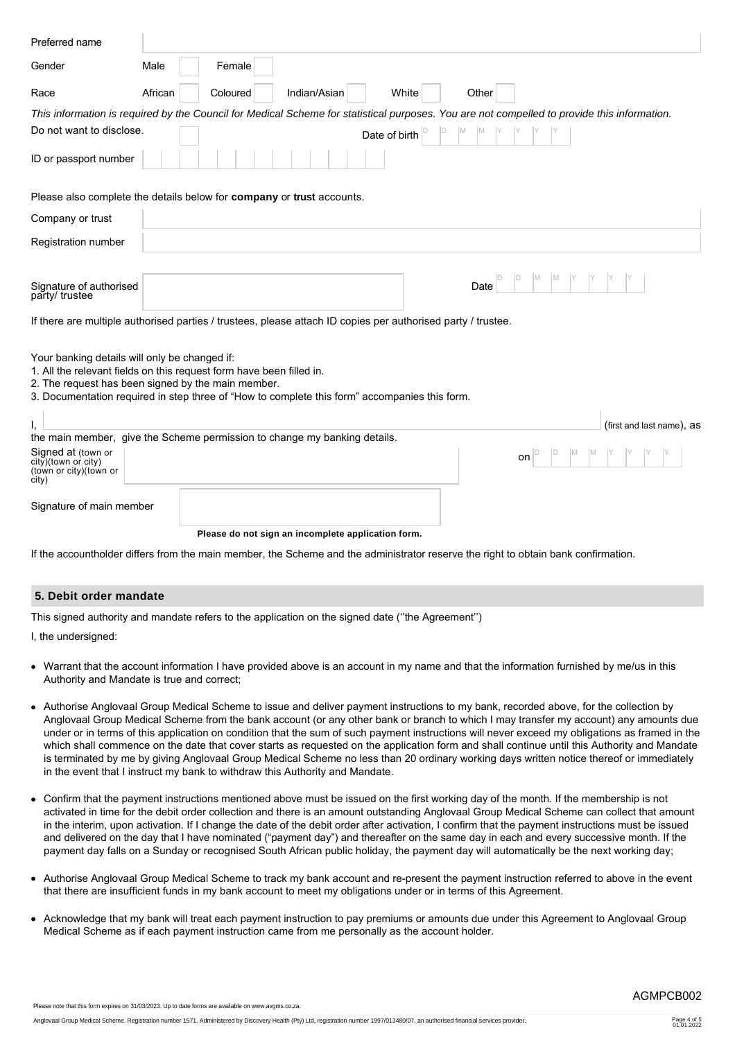| | |
|---|---|
| Preferred name | |
| Gender | Male ☐ Female ☐ |
| Race | African ☐ Coloured ☐ Indian/Asian ☐ White ☐ Other ☐ |

*This information is required by the Council for Medical Scheme for statistical purposes. You are not compelled to provide this information.*

| | |
|---|---|
| Do not want to disclose. | ☐ Date of birth D D M M Y Y Y Y |
| ID or passport number | |

Please also complete the details below for **company** or **trust** accounts.

| | |
|---|---|
| Company or trust | |
| Registration number | |
| Signature of authorised party/ trustee | Date D D M M Y Y Y Y |

If there are multiple authorised parties / trustees, please attach ID copies per authorised party / trustee.

Your banking details will only be changed if:
1. All the relevant fields on this request form have been filled in.
2. The request has been signed by the main member.
3. Documentation required in step three of "How to complete this form" accompanies this form.

I, ______________________________ (first and last name), as the main member, give the Scheme permission to change my banking details.

Signed at (town or city)(town or city)(town or city)(town or city) ______________________ on D D M M Y Y Y Y

Signature of main member ______________________

**Please do not sign an incomplete application form.**

If the accountholder differs from the main member, the Scheme and the administrator reserve the right to obtain bank confirmation.

## 5. Debit order mandate

This signed authority and mandate refers to the application on the signed date (''the Agreement'')

I, the undersigned:

- Warrant that the account information I have provided above is an account in my name and that the information furnished by me/us in this Authority and Mandate is true and correct;
- Authorise Anglovaal Group Medical Scheme to issue and deliver payment instructions to my bank, recorded above, for the collection by Anglovaal Group Medical Scheme from the bank account (or any other bank or branch to which I may transfer my account) any amounts due under or in terms of this application on condition that the sum of such payment instructions will never exceed my obligations as framed in the which shall commence on the date that cover starts as requested on the application form and shall continue until this Authority and Mandate is terminated by me by giving Anglovaal Group Medical Scheme no less than 20 ordinary working days written notice thereof or immediately in the event that I instruct my bank to withdraw this Authority and Mandate.
- Confirm that the payment instructions mentioned above must be issued on the first working day of the month. If the membership is not activated in time for the debit order collection and there is an amount outstanding Anglovaal Group Medical Scheme can collect that amount in the interim, upon activation. If I change the date of the debit order after activation, I confirm that the payment instructions must be issued and delivered on the day that I have nominated ("payment day") and thereafter on the same day in each and every successive month. If the payment day falls on a Sunday or recognised South African public holiday, the payment day will automatically be the next working day;
- Authorise Anglovaal Group Medical Scheme to track my bank account and re-present the payment instruction referred to above in the event that there are insufficient funds in my bank account to meet my obligations under or in terms of this Agreement.
- Acknowledge that my bank will treat each payment instruction to pay premiums or amounts due under this Agreement to Anglovaal Group Medical Scheme as if each payment instruction came from me personally as the account holder.

AGMPCB002

Please note that this form expires on 31/03/2023. Up to date forms are available on www.avgms.co.za.

Anglovaal Group Medical Scheme. Registration number 1571. Administered by Discovery Health (Pty) Ltd, registration number 1997/013480/07, an authorised financial services provider.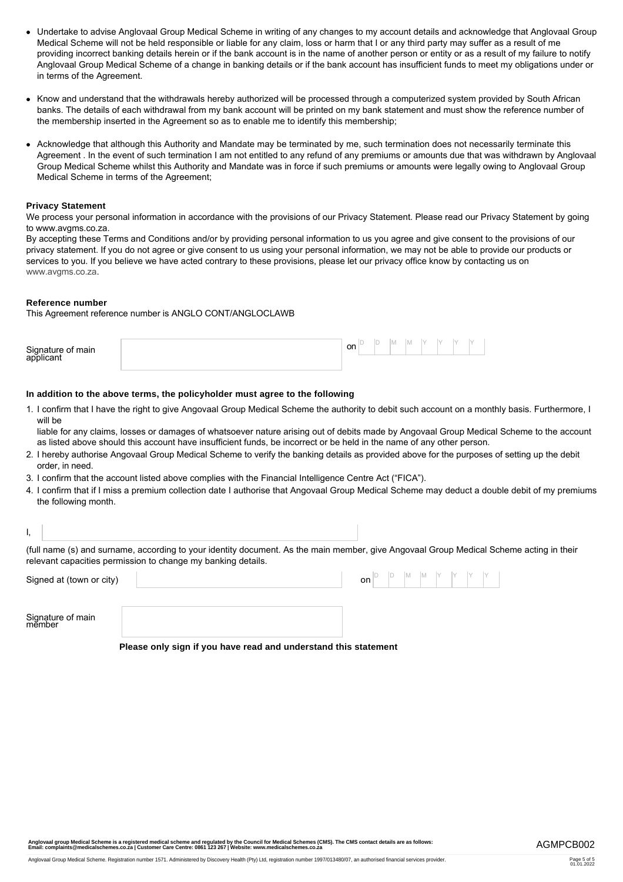- Undertake to advise Anglovaal Group Medical Scheme in writing of any changes to my account details and acknowledge that Anglovaal Group Medical Scheme will not be held responsible or liable for any claim, loss or harm that I or any third party may suffer as a result of me providing incorrect banking details herein or if the bank account is in the name of another person or entity or as a result of my failure to notify Anglovaal Group Medical Scheme of a change in banking details or if the bank account has insufficient funds to meet my obligations under or in terms of the Agreement.
- Know and understand that the withdrawals hereby authorized will be processed through a computerized system provided by South African banks. The details of each withdrawal from my bank account will be printed on my bank statement and must show the reference number of the membership inserted in the Agreement so as to enable me to identify this membership;
- Acknowledge that although this Authority and Mandate may be terminated by me, such termination does not necessarily terminate this Agreement . In the event of such termination I am not entitled to any refund of any premiums or amounts due that was withdrawn by Anglovaal Group Medical Scheme whilst this Authority and Mandate was in force if such premiums or amounts were legally owing to Anglovaal Group Medical Scheme in terms of the Agreement;

**Privacy Statement**

We process your personal information in accordance with the provisions of our Privacy Statement. Please read our Privacy Statement by going to www.avgms.co.za.

By accepting these Terms and Conditions and/or by providing personal information to us you agree and give consent to the provisions of our privacy statement. If you do not agree or give consent to us using your personal information, we may not be able to provide our products or services to you. If you believe we have acted contrary to these provisions, please let our privacy office know by contacting us on www.avgms.co.za.

**Reference number**

This Agreement reference number is ANGLO CONT/ANGLOCLAWB

Signature of main applicant ____________________ on D D M M Y Y Y Y

**In addition to the above terms, the policyholder must agree to the following**

1. I confirm that I have the right to give Angovaal Group Medical Scheme the authority to debit such account on a monthly basis. Furthermore, I will be

   liable for any claims, losses or damages of whatsoever nature arising out of debits made by Angovaal Group Medical Scheme to the account as listed above should this account have insufficient funds, be incorrect or be held in the name of any other person.
2. I hereby authorise Angovaal Group Medical Scheme to verify the banking details as provided above for the purposes of setting up the debit order, in need.
3. I confirm that the account listed above complies with the Financial Intelligence Centre Act ("FICA").
4. I confirm that if I miss a premium collection date I authorise that Angovaal Group Medical Scheme may deduct a double debit of my premiums the following month.

I, ____________________

(full name (s) and surname, according to your identity document. As the main member, give Angovaal Group Medical Scheme acting in their relevant capacities permission to change my banking details.

Signed at (town or city) ____________________ on D D M M Y Y Y Y

Signature of main member ____________________

**Please only sign if you have read and understand this statement**

**Anglovaal group Medical Scheme is a registered medical scheme and regulated by the Council for Medical Schemes (CMS). The CMS contact details are as follows: Email: complaints@medicalschemes.co.za | Customer Care Centre: 0861 123 267 | Website: www.medicalschemes.co.za**

AGMPCB002

Anglovaal Group Medical Scheme. Registration number 1571. Administered by Discovery Health (Pty) Ltd, registration number 1997/013480/07, an authorised financial services provider.

01.01.2022